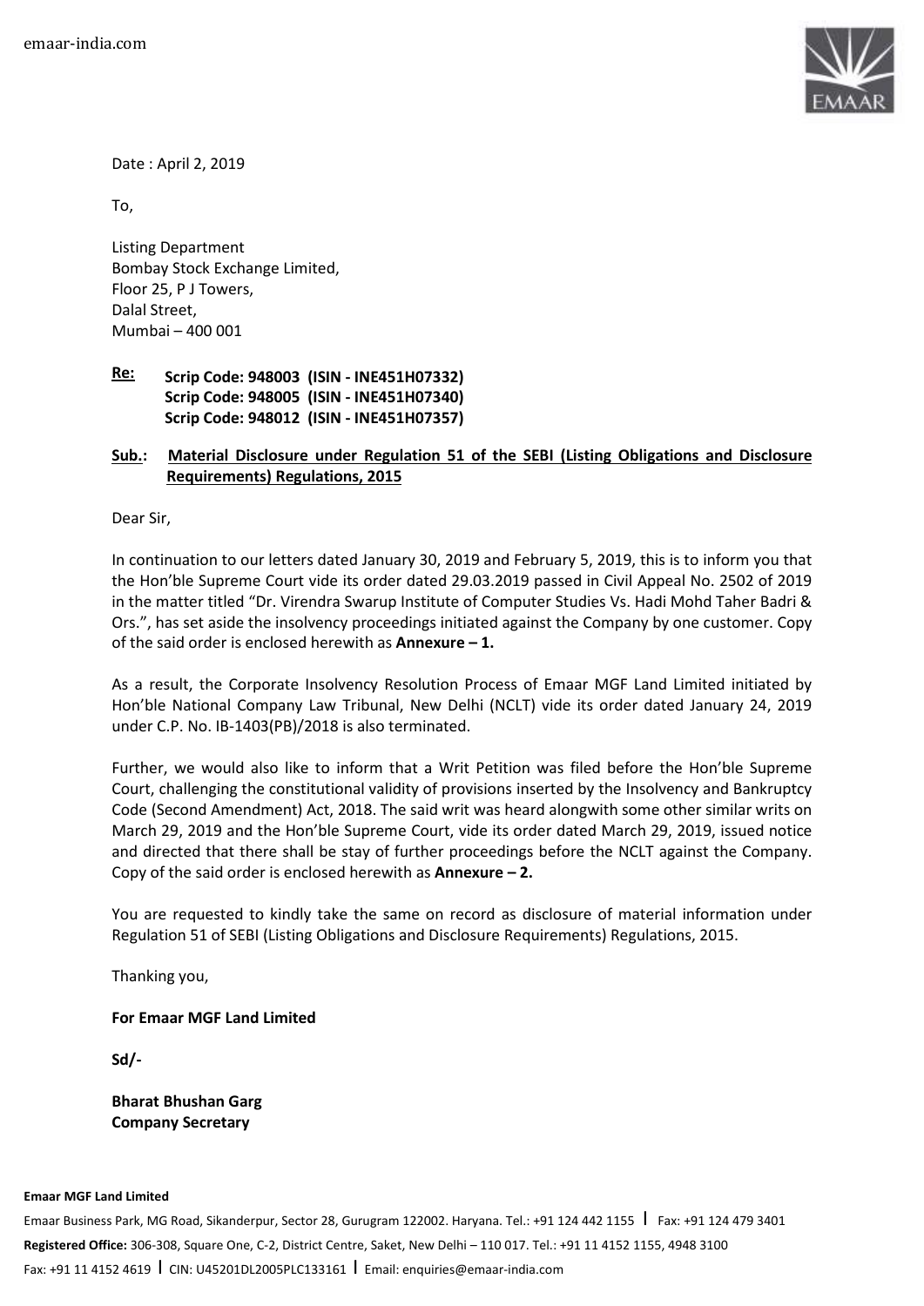Date : April 2, 2019

To,

Listing Department
Bombay Stock Exchange Limited,
Floor 25, P J Towers,
Dalal Street,
Mumbai – 400 001

**Re:** **Scrip Code: 948003 (ISIN - INE451H07332)**
**Scrip Code: 948005 (ISIN - INE451H07340)**
**Scrip Code: 948012 (ISIN - INE451H07357)**

**Sub.: Material Disclosure under Regulation 51 of the SEBI (Listing Obligations and Disclosure Requirements) Regulations, 2015**

Dear Sir,

In continuation to our letters dated January 30, 2019 and February 5, 2019, this is to inform you that the Hon'ble Supreme Court vide its order dated 29.03.2019 passed in Civil Appeal No. 2502 of 2019 in the matter titled "Dr. Virendra Swarup Institute of Computer Studies Vs. Hadi Mohd Taher Badri & Ors.", has set aside the insolvency proceedings initiated against the Company by one customer. Copy of the said order is enclosed herewith as **Annexure – 1.**

As a result, the Corporate Insolvency Resolution Process of Emaar MGF Land Limited initiated by Hon'ble National Company Law Tribunal, New Delhi (NCLT) vide its order dated January 24, 2019 under C.P. No. IB-1403(PB)/2018 is also terminated.

Further, we would also like to inform that a Writ Petition was filed before the Hon'ble Supreme Court, challenging the constitutional validity of provisions inserted by the Insolvency and Bankruptcy Code (Second Amendment) Act, 2018. The said writ was heard alongwith some other similar writs on March 29, 2019 and the Hon'ble Supreme Court, vide its order dated March 29, 2019, issued notice and directed that there shall be stay of further proceedings before the NCLT against the Company. Copy of the said order is enclosed herewith as **Annexure – 2.**

You are requested to kindly take the same on record as disclosure of material information under Regulation 51 of SEBI (Listing Obligations and Disclosure Requirements) Regulations, 2015.

Thanking you,

**For Emaar MGF Land Limited**

**Sd/-**

**Bharat Bhushan Garg**
**Company Secretary**

**Emaar MGF Land Limited**
Emaar Business Park, MG Road, Sikanderpur, Sector 28, Gurugram 122002. Haryana. Tel.: +91 124 442 1155 | Fax: +91 124 479 3401
**Registered Office:** 306-308, Square One, C-2, District Centre, Saket, New Delhi – 110 017. Tel.: +91 11 4152 1155, 4948 3100
Fax: +91 11 4152 4619 | CIN: U45201DL2005PLC133161 | Email: enquiries@emaar-india.com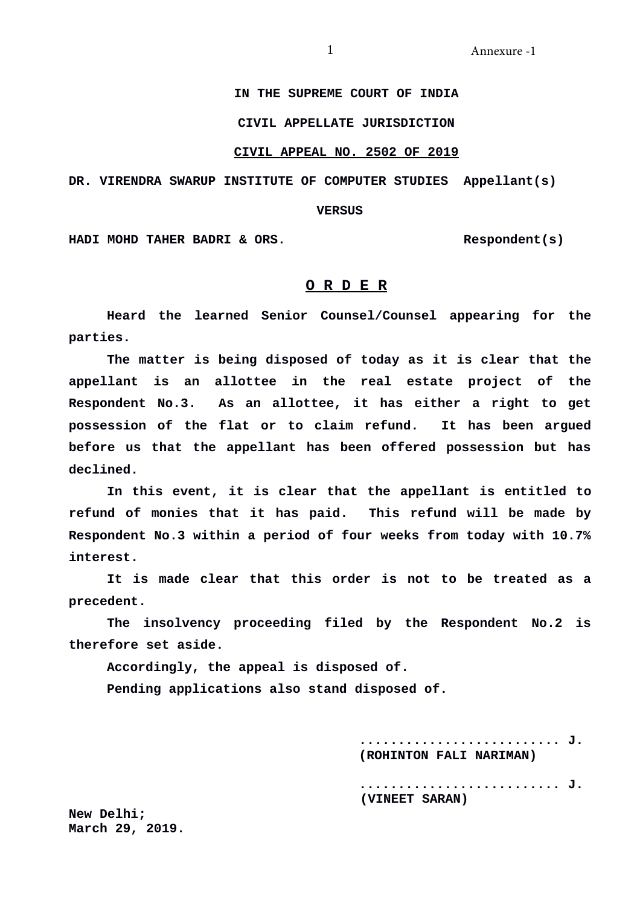Annexure -1

**IN THE SUPREME COURT OF INDIA**

**CIVIL APPELLATE JURISDICTION**

**CIVIL APPEAL NO. 2502 OF 2019**

**DR. VIRENDRA SWARUP INSTITUTE OF COMPUTER STUDIES Appellant(s)**

**VERSUS**

**HADI MOHD TAHER BADRI & ORS. Respondent(s)**

**O R D E R**

**Heard the learned Senior Counsel/Counsel appearing for the parties.**

**The matter is being disposed of today as it is clear that the appellant is an allottee in the real estate project of the Respondent No.3. As an allottee, it has either a right to get possession of the flat or to claim refund. It has been argued before us that the appellant has been offered possession but has declined.**

**In this event, it is clear that the appellant is entitled to refund of monies that it has paid. This refund will be made by Respondent No.3 within a period of four weeks from today with 10.7% interest.**

**It is made clear that this order is not to be treated as a precedent.**

**The insolvency proceeding filed by the Respondent No.2 is therefore set aside.**

**Accordingly, the appeal is disposed of.**

**Pending applications also stand disposed of.**

**.......................... J.**
**(ROHINTON FALI NARIMAN)**

**.......................... J.**
**(VINEET SARAN)**

**New Delhi;**
**March 29, 2019.**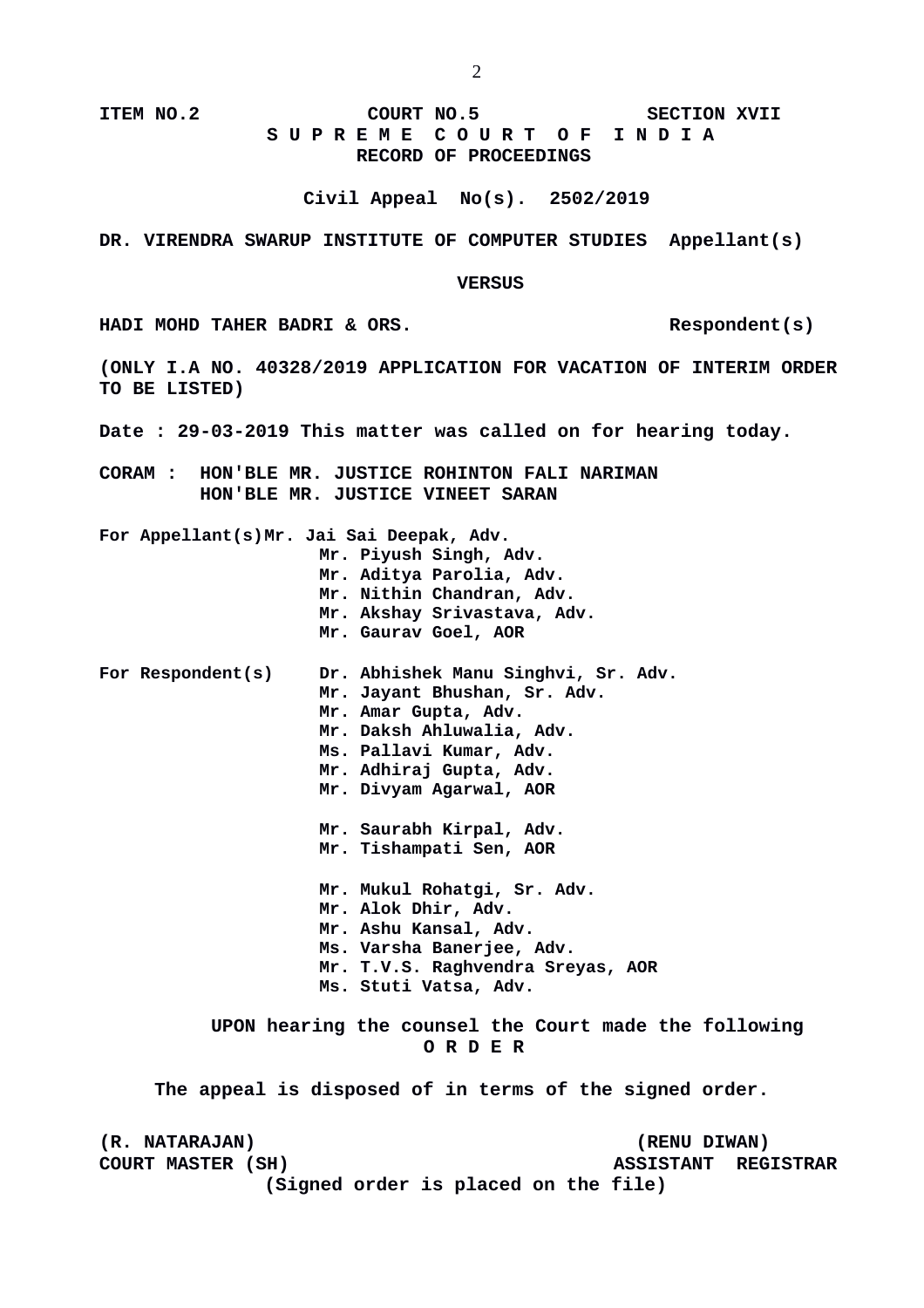**ITEM NO.2 COURT NO.5 SECTION XVII**

**S U P R E M E C O U R T O F I N D I A**

**RECORD OF PROCEEDINGS**

**Civil Appeal No(s). 2502/2019**

**DR. VIRENDRA SWARUP INSTITUTE OF COMPUTER STUDIES Appellant(s)**

**VERSUS**

**HADI MOHD TAHER BADRI & ORS. Respondent(s)**

**(ONLY I.A NO. 40328/2019 APPLICATION FOR VACATION OF INTERIM ORDER TO BE LISTED)**

**Date : 29-03-2019 This matter was called on for hearing today.**

**CORAM : HON'BLE MR. JUSTICE ROHINTON FALI NARIMAN**
**HON'BLE MR. JUSTICE VINEET SARAN**

**For Appellant(s)** Mr. Jai Sai Deepak, Adv.
Mr. Piyush Singh, Adv.
Mr. Aditya Parolia, Adv.
Mr. Nithin Chandran, Adv.
Mr. Akshay Srivastava, Adv.
Mr. Gaurav Goel, AOR

**For Respondent(s)** Dr. Abhishek Manu Singhvi, Sr. Adv.
Mr. Jayant Bhushan, Sr. Adv.
Mr. Amar Gupta, Adv.
Mr. Daksh Ahluwalia, Adv.
Ms. Pallavi Kumar, Adv.
Mr. Adhiraj Gupta, Adv.
Mr. Divyam Agarwal, AOR

Mr. Saurabh Kirpal, Adv.
Mr. Tishampati Sen, AOR

Mr. Mukul Rohatgi, Sr. Adv.
Mr. Alok Dhir, Adv.
Mr. Ashu Kansal, Adv.
Ms. Varsha Banerjee, Adv.
Mr. T.V.S. Raghvendra Sreyas, AOR
Ms. Stuti Vatsa, Adv.

**UPON hearing the counsel the Court made the following**

**O R D E R**

**The appeal is disposed of in terms of the signed order.**

**(R. NATARAJAN)** **(RENU DIWAN)**
**COURT MASTER (SH)** **ASSISTANT REGISTRAR**

**(Signed order is placed on the file)**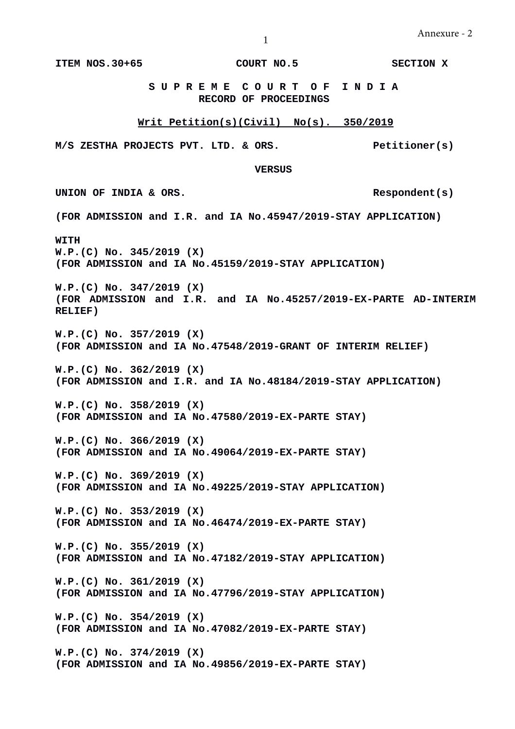Annexure - 2

**ITEM NOS.30+65 COURT NO.5 SECTION X**

**S U P R E M E C O U R T O F I N D I A**
**RECORD OF PROCEEDINGS**

**Writ Petition(s)(Civil) No(s). 350/2019**

**M/S ZESTHA PROJECTS PVT. LTD. & ORS. Petitioner(s)**

**VERSUS**

**UNION OF INDIA & ORS. Respondent(s)**

**(FOR ADMISSION and I.R. and IA No.45947/2019-STAY APPLICATION)**

**WITH**
**W.P.(C) No. 345/2019 (X)**
**(FOR ADMISSION and IA No.45159/2019-STAY APPLICATION)**

**W.P.(C) No. 347/2019 (X)**
**(FOR ADMISSION and I.R. and IA No.45257/2019-EX-PARTE AD-INTERIM RELIEF)**

**W.P.(C) No. 357/2019 (X)**
**(FOR ADMISSION and IA No.47548/2019-GRANT OF INTERIM RELIEF)**

**W.P.(C) No. 362/2019 (X)**
**(FOR ADMISSION and I.R. and IA No.48184/2019-STAY APPLICATION)**

**W.P.(C) No. 358/2019 (X)**
**(FOR ADMISSION and IA No.47580/2019-EX-PARTE STAY)**

**W.P.(C) No. 366/2019 (X)**
**(FOR ADMISSION and IA No.49064/2019-EX-PARTE STAY)**

**W.P.(C) No. 369/2019 (X)**
**(FOR ADMISSION and IA No.49225/2019-STAY APPLICATION)**

**W.P.(C) No. 353/2019 (X)**
**(FOR ADMISSION and IA No.46474/2019-EX-PARTE STAY)**

**W.P.(C) No. 355/2019 (X)**
**(FOR ADMISSION and IA No.47182/2019-STAY APPLICATION)**

**W.P.(C) No. 361/2019 (X)**
**(FOR ADMISSION and IA No.47796/2019-STAY APPLICATION)**

**W.P.(C) No. 354/2019 (X)**
**(FOR ADMISSION and IA No.47082/2019-EX-PARTE STAY)**

**W.P.(C) No. 374/2019 (X)**
**(FOR ADMISSION and IA No.49856/2019-EX-PARTE STAY)**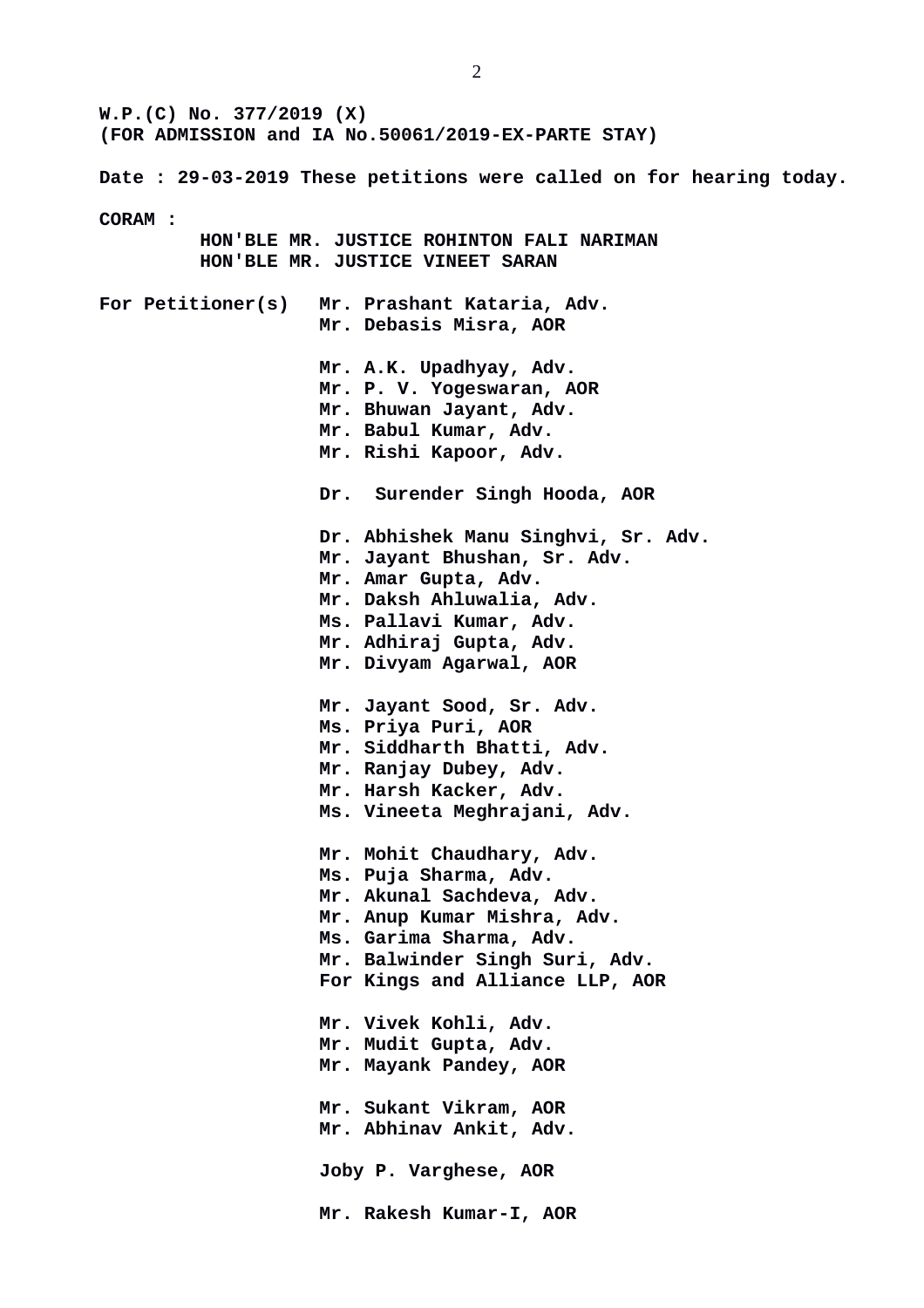**W.P.(C) No. 377/2019 (X)**
**(FOR ADMISSION and IA No.50061/2019-EX-PARTE STAY)**

**Date : 29-03-2019 These petitions were called on for hearing today.**

**CORAM :**
**HON'BLE MR. JUSTICE ROHINTON FALI NARIMAN**
**HON'BLE MR. JUSTICE VINEET SARAN**

**For Petitioner(s)**

**Mr. Prashant Kataria, Adv.**
**Mr. Debasis Misra, AOR**

**Mr. A.K. Upadhyay, Adv.**
**Mr. P. V. Yogeswaran, AOR**
**Mr. Bhuwan Jayant, Adv.**
**Mr. Babul Kumar, Adv.**
**Mr. Rishi Kapoor, Adv.**

**Dr. Surender Singh Hooda, AOR**

**Dr. Abhishek Manu Singhvi, Sr. Adv.**
**Mr. Jayant Bhushan, Sr. Adv.**
**Mr. Amar Gupta, Adv.**
**Mr. Daksh Ahluwalia, Adv.**
**Ms. Pallavi Kumar, Adv.**
**Mr. Adhiraj Gupta, Adv.**
**Mr. Divyam Agarwal, AOR**

**Mr. Jayant Sood, Sr. Adv.**
**Ms. Priya Puri, AOR**
**Mr. Siddharth Bhatti, Adv.**
**Mr. Ranjay Dubey, Adv.**
**Mr. Harsh Kacker, Adv.**
**Ms. Vineeta Meghrajani, Adv.**

**Mr. Mohit Chaudhary, Adv.**
**Ms. Puja Sharma, Adv.**
**Mr. Akunal Sachdeva, Adv.**
**Mr. Anup Kumar Mishra, Adv.**
**Ms. Garima Sharma, Adv.**
**Mr. Balwinder Singh Suri, Adv.**
**For Kings and Alliance LLP, AOR**

**Mr. Vivek Kohli, Adv.**
**Mr. Mudit Gupta, Adv.**
**Mr. Mayank Pandey, AOR**

**Mr. Sukant Vikram, AOR**
**Mr. Abhinav Ankit, Adv.**

**Joby P. Varghese, AOR**

**Mr. Rakesh Kumar-I, AOR**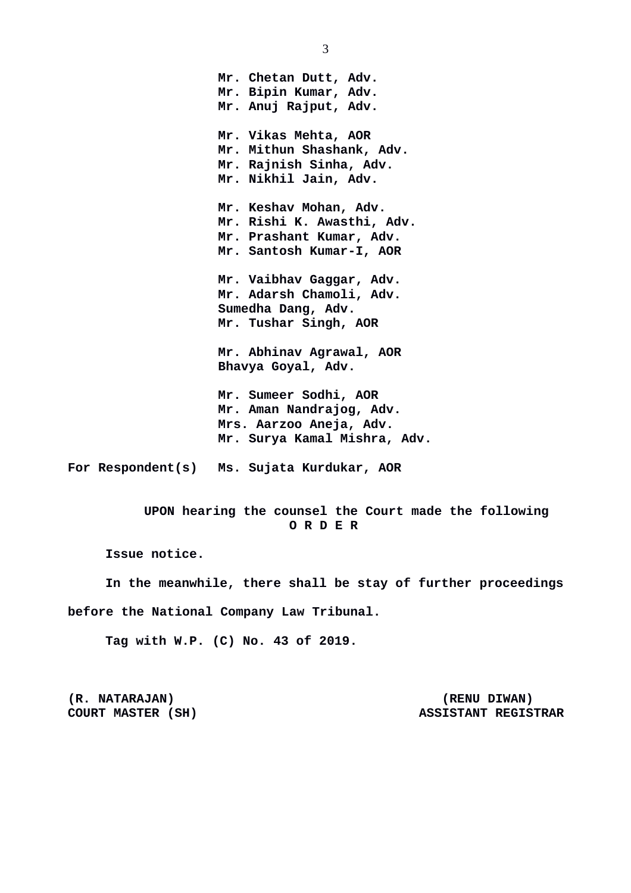Mr. Chetan Dutt, Adv.
Mr. Bipin Kumar, Adv.
Mr. Anuj Rajput, Adv.

Mr. Vikas Mehta, AOR
Mr. Mithun Shashank, Adv.
Mr. Rajnish Sinha, Adv.
Mr. Nikhil Jain, Adv.

Mr. Keshav Mohan, Adv.
Mr. Rishi K. Awasthi, Adv.
Mr. Prashant Kumar, Adv.
Mr. Santosh Kumar-I, AOR

Mr. Vaibhav Gaggar, Adv.
Mr. Adarsh Chamoli, Adv.
Sumedha Dang, Adv.
Mr. Tushar Singh, AOR

Mr. Abhinav Agrawal, AOR
Bhavya Goyal, Adv.

Mr. Sumeer Sodhi, AOR
Mr. Aman Nandrajog, Adv.
Mrs. Aarzoo Aneja, Adv.
Mr. Surya Kamal Mishra, Adv.

**For Respondent(s)** Ms. Sujata Kurdukar, AOR

**UPON hearing the counsel the Court made the following**

**O R D E R**

Issue notice.

In the meanwhile, there shall be stay of further proceedings before the National Company Law Tribunal.

Tag with W.P. (C) No. 43 of 2019.

(R. NATARAJAN)
COURT MASTER (SH)

(RENU DIWAN)
ASSISTANT REGISTRAR